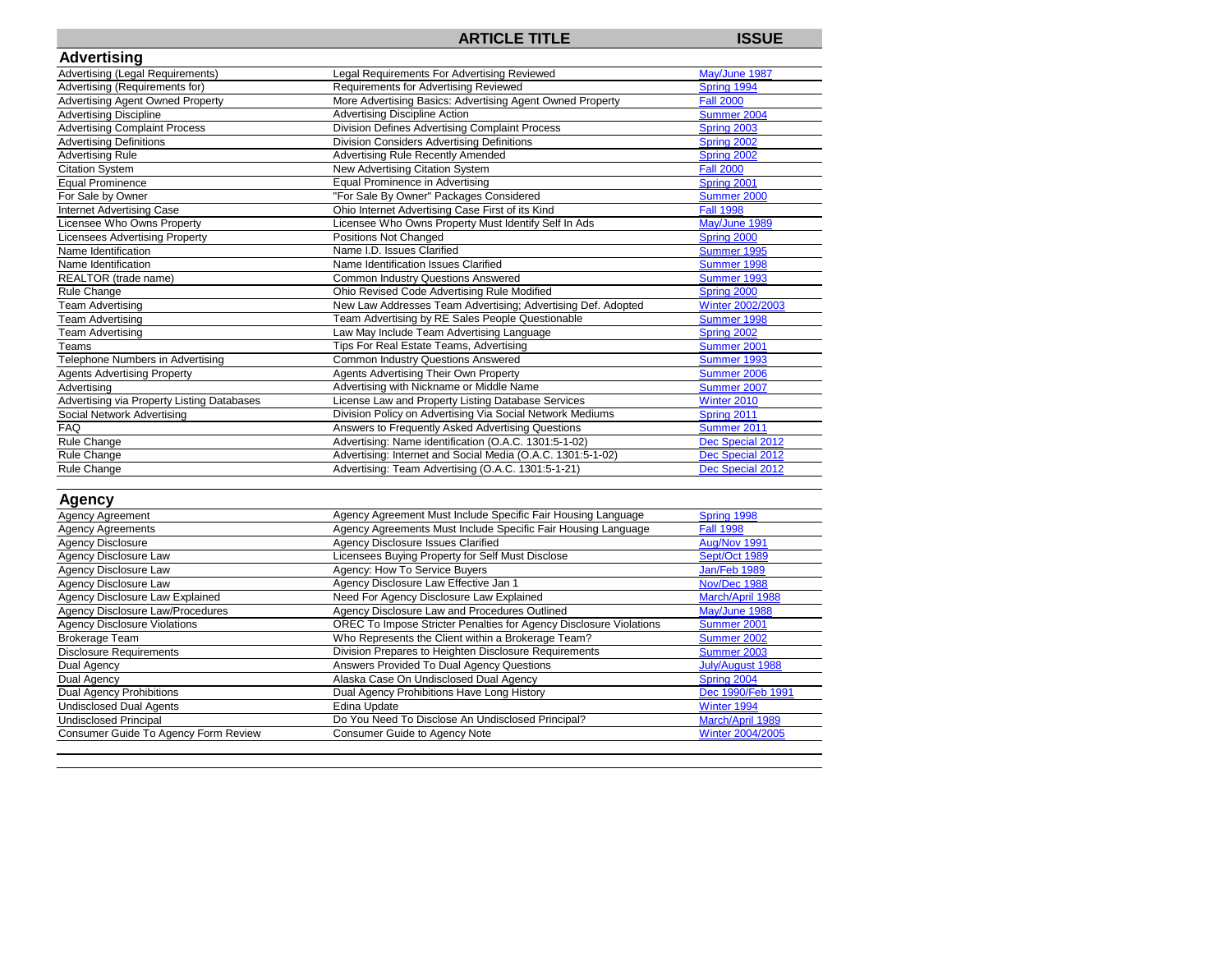| | ARTICLE TITLE | ISSUE |
|---|---|---|
| **Advertising** | | |
| Advertising (Legal Requirements) | Legal Requirements For Advertising Reviewed | May/June 1987 |
| Advertising (Requirements for) | Requirements for Advertising Reviewed | Spring 1994 |
| Advertising Agent Owned Property | More Advertising Basics: Advertising Agent Owned Property | Fall 2000 |
| Advertising Discipline | Advertising Discipline Action | Summer 2004 |
| Advertising Complaint Process | Division Defines Advertising Complaint Process | Spring 2003 |
| Advertising Definitions | Division Considers Advertising Definitions | Spring 2002 |
| Advertising Rule | Advertising Rule Recently Amended | Spring 2002 |
| Citation System | New Advertising Citation System | Fall 2000 |
| Equal Prominence | Equal Prominence in Advertising | Spring 2001 |
| For Sale by Owner | "For Sale By Owner" Packages Considered | Summer 2000 |
| Internet Advertising Case | Ohio Internet Advertising Case First of its Kind | Fall 1998 |
| Licensee Who Owns Property | Licensee Who Owns Property Must Identify Self In Ads | May/June 1989 |
| Licensees Advertising Property | Positions Not Changed | Spring 2000 |
| Name Identification | Name I.D. Issues Clarified | Summer 1995 |
| Name Identification | Name Identification Issues Clarified | Summer 1998 |
| REALTOR (trade name) | Common Industry Questions Answered | Summer 1993 |
| Rule Change | Ohio Revised Code Advertising Rule Modified | Spring 2000 |
| Team Advertising | New Law Addresses Team Advertising; Advertising Def. Adopted | Winter 2002/2003 |
| Team Advertising | Team Advertising by RE Sales People Questionable | Summer 1998 |
| Team Advertising | Law May Include Team Advertising Language | Spring 2002 |
| Teams | Tips For Real Estate Teams, Advertising | Summer 2001 |
| Telephone Numbers in Advertising | Common Industry Questions Answered | Summer 1993 |
| Agents Advertising Property | Agents Advertising Their Own Property | Summer 2006 |
| Advertising | Advertising with Nickname or Middle Name | Summer 2007 |
| Advertising via Property Listing Databases | License Law and Property Listing Database Services | Winter 2010 |
| Social Network Advertising | Division Policy on Advertising Via Social Network Mediums | Spring 2011 |
| FAQ | Answers to Frequently Asked Advertising Questions | Summer 2011 |
| Rule Change | Advertising: Name identification (O.A.C. 1301:5-1-02) | Dec Special 2012 |
| Rule Change | Advertising: Internet and Social Media (O.A.C. 1301:5-1-02) | Dec Special 2012 |
| Rule Change | Advertising: Team Advertising (O.A.C. 1301:5-1-21) | Dec Special 2012 |
| **Agency** | | |
| Agency Agreement | Agency Agreement Must Include Specific Fair Housing Language | Spring 1998 |
| Agency Agreements | Agency Agreements Must Include Specific Fair Housing Language | Fall 1998 |
| Agency Disclosure | Agency Disclosure Issues Clarified | Aug/Nov 1991 |
| Agency Disclosure Law | Licensees Buying Property for Self Must Disclose | Sept/Oct 1989 |
| Agency Disclosure Law | Agency: How To Service Buyers | Jan/Feb 1989 |
| Agency Disclosure Law | Agency Disclosure Law Effective Jan 1 | Nov/Dec 1988 |
| Agency Disclosure Law Explained | Need For Agency Disclosure Law Explained | March/April 1988 |
| Agency Disclosure Law/Procedures | Agency Disclosure Law and Procedures Outlined | May/June 1988 |
| Agency Disclosure Violations | OREC To Impose Stricter Penalties for Agency Disclosure Violations | Summer 2001 |
| Brokerage Team | Who Represents the Client within a Brokerage Team? | Summer 2002 |
| Disclosure Requirements | Division Prepares to Heighten Disclosure Requirements | Summer 2003 |
| Dual Agency | Answers Provided To Dual Agency Questions | July/August 1988 |
| Dual Agency | Alaska Case On Undisclosed Dual Agency | Spring 2004 |
| Dual Agency Prohibitions | Dual Agency Prohibitions Have Long History | Dec 1990/Feb 1991 |
| Undisclosed Dual Agents | Edina Update | Winter 1994 |
| Undisclosed Principal | Do You Need To Disclose An Undisclosed Principal? | March/April 1989 |
| Consumer Guide To Agency Form Review | Consumer Guide to Agency Note | Winter 2004/2005 |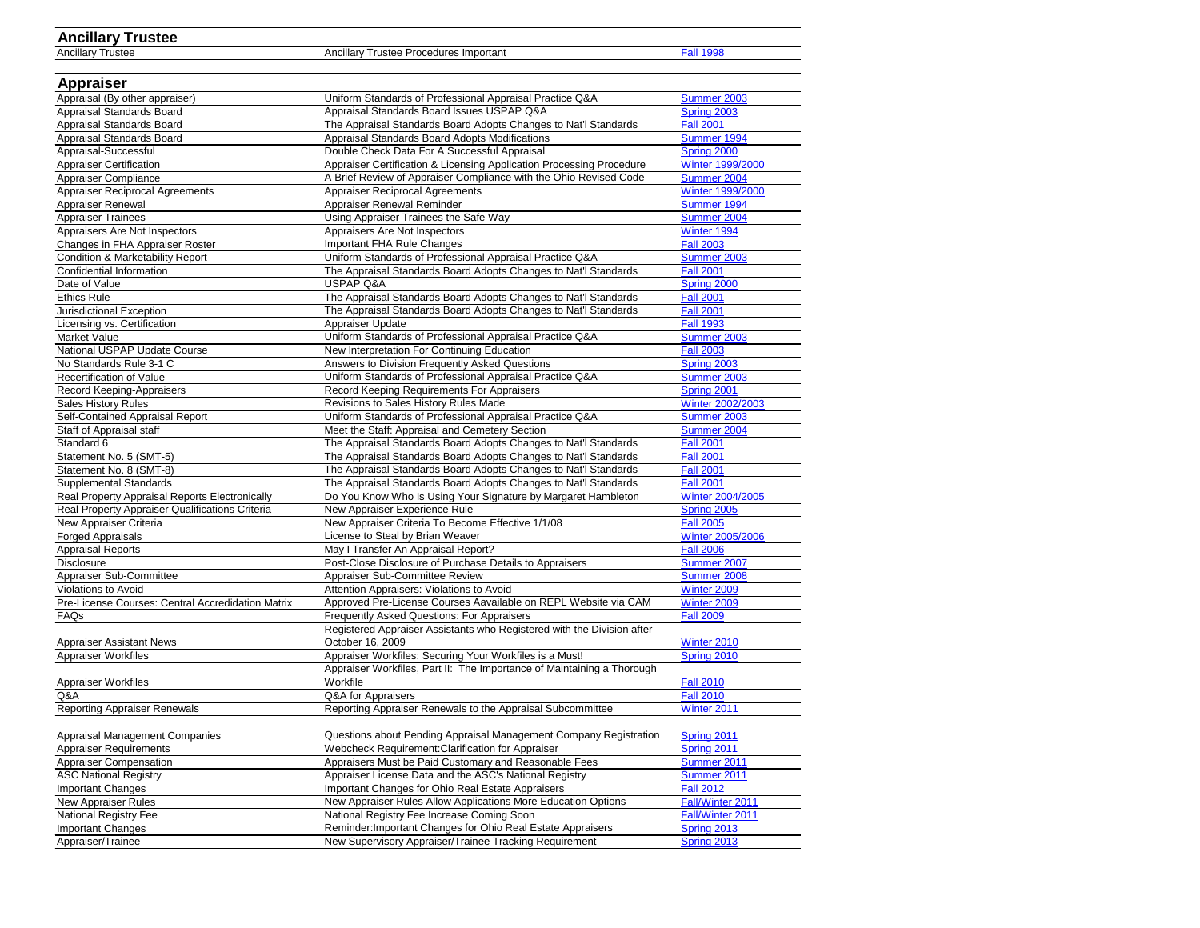## Ancillary Trustee

| Ancillary Trustee | Ancillary Trustee Procedures Important | Fall 1998 |
|---|---|---|

## Appraiser

| | | |
|---|---|---|
| Appraisal (By other appraiser) | Uniform Standards of Professional Appraisal Practice Q&A | Summer 2003 |
| Appraisal Standards Board | Appraisal Standards Board Issues USPAP Q&A | Spring 2003 |
| Appraisal Standards Board | The Appraisal Standards Board Adopts Changes to Nat'l Standards | Fall 2001 |
| Appraisal Standards Board | Appraisal Standards Board Adopts Modifications | Summer 1994 |
| Appraisal-Successful | Double Check Data For A Successful Appraisal | Spring 2000 |
| Appraiser Certification | Appraiser Certification & Licensing Application Processing Procedure | Winter 1999/2000 |
| Appraiser Compliance | A Brief Review of Appraiser Compliance with the Ohio Revised Code | Summer 2004 |
| Appraiser Reciprocal Agreements | Appraiser Reciprocal Agreements | Winter 1999/2000 |
| Appraiser Renewal | Appraiser Renewal Reminder | Summer 1994 |
| Appraiser Trainees | Using Appraiser Trainees the Safe Way | Summer 2004 |
| Appraisers Are Not Inspectors | Appraisers Are Not Inspectors | Winter 1994 |
| Changes in FHA Appraiser Roster | Important FHA Rule Changes | Fall 2003 |
| Condition & Marketability Report | Uniform Standards of Professional Appraisal Practice Q&A | Summer 2003 |
| Confidential Information | The Appraisal Standards Board Adopts Changes to Nat'l Standards | Fall 2001 |
| Date of Value | USPAP Q&A | Spring 2000 |
| Ethics Rule | The Appraisal Standards Board Adopts Changes to Nat'l Standards | Fall 2001 |
| Jurisdictional Exception | The Appraisal Standards Board Adopts Changes to Nat'l Standards | Fall 2001 |
| Licensing vs. Certification | Appraiser Update | Fall 1993 |
| Market Value | Uniform Standards of Professional Appraisal Practice Q&A | Summer 2003 |
| National USPAP Update Course | New Interpretation For Continuing Education | Fall 2003 |
| No Standards Rule 3-1 C | Answers to Division Frequently Asked Questions | Spring 2003 |
| Recertification of Value | Uniform Standards of Professional Appraisal Practice Q&A | Summer 2003 |
| Record Keeping-Appraisers | Record Keeping Requirements For Appraisers | Spring 2001 |
| Sales History Rules | Revisions to Sales History Rules Made | Winter 2002/2003 |
| Self-Contained Appraisal Report | Uniform Standards of Professional Appraisal Practice Q&A | Summer 2003 |
| Staff of Appraisal staff | Meet the Staff: Appraisal and Cemetery Section | Summer 2004 |
| Standard 6 | The Appraisal Standards Board Adopts Changes to Nat'l Standards | Fall 2001 |
| Statement No. 5 (SMT-5) | The Appraisal Standards Board Adopts Changes to Nat'l Standards | Fall 2001 |
| Statement No. 8 (SMT-8) | The Appraisal Standards Board Adopts Changes to Nat'l Standards | Fall 2001 |
| Supplemental Standards | The Appraisal Standards Board Adopts Changes to Nat'l Standards | Fall 2001 |
| Real Property Appraisal Reports Electronically | Do You Know Who Is Using Your Signature by Margaret Hambleton | Winter 2004/2005 |
| Real Property Appraiser Qualifications Criteria | New Appraiser Experience Rule | Spring 2005 |
| New Appraiser Criteria | New Appraiser Criteria To Become Effective 1/1/08 | Fall 2005 |
| Forged Appraisals | License to Steal by Brian Weaver | Winter 2005/2006 |
| Appraisal Reports | May I Transfer An Appraisal Report? | Fall 2006 |
| Disclosure | Post-Close Disclosure of Purchase Details to Appraisers | Summer 2007 |
| Appraiser Sub-Committee | Appraiser Sub-Committee Review | Summer 2008 |
| Violations to Avoid | Attention Appraisers: Violations to Avoid | Winter 2009 |
| Pre-License Courses: Central Accredidation Matrix | Approved Pre-License Courses Available on REPL Website via CAM | Winter 2009 |
| FAQs | Frequently Asked Questions: For Appraisers | Fall 2009 |
| Appraiser Assistant News | Registered Appraiser Assistants who Registered with the Division after October 16, 2009 | Winter 2010 |
| Appraiser Workfiles | Appraiser Workfiles: Securing Your Workfiles is a Must! | Spring 2010 |
| Appraiser Workfiles | Appraiser Workfiles, Part II: The Importance of Maintaining a Thorough Workfile | Fall 2010 |
| Q&A | Q&A for Appraisers | Fall 2010 |
| Reporting Appraiser Renewals | Reporting Appraiser Renewals to the Appraisal Subcommittee | Winter 2011 |
| Appraisal Management Companies | Questions about Pending Appraisal Management Company Registration | Spring 2011 |
| Appraiser Requirements | Webcheck Requirement:Clarification for Appraiser | Spring 2011 |
| Appraiser Compensation | Appraisers Must be Paid Customary and Reasonable Fees | Summer 2011 |
| ASC National Registry | Appraiser License Data and the ASC's National Registry | Summer 2011 |
| Important Changes | Important Changes for Ohio Real Estate Appraisers | Fall 2012 |
| New Appraiser Rules | New Appraiser Rules Allow Applications More Education Options | Fall/Winter 2011 |
| National Registry Fee | National Registry Fee Increase Coming Soon | Fall/Winter 2011 |
| Important Changes | Reminder:Important Changes for Ohio Real Estate Appraisers | Spring 2013 |
| Appraiser/Trainee | New Supervisory Appraiser/Trainee Tracking Requirement | Spring 2013 |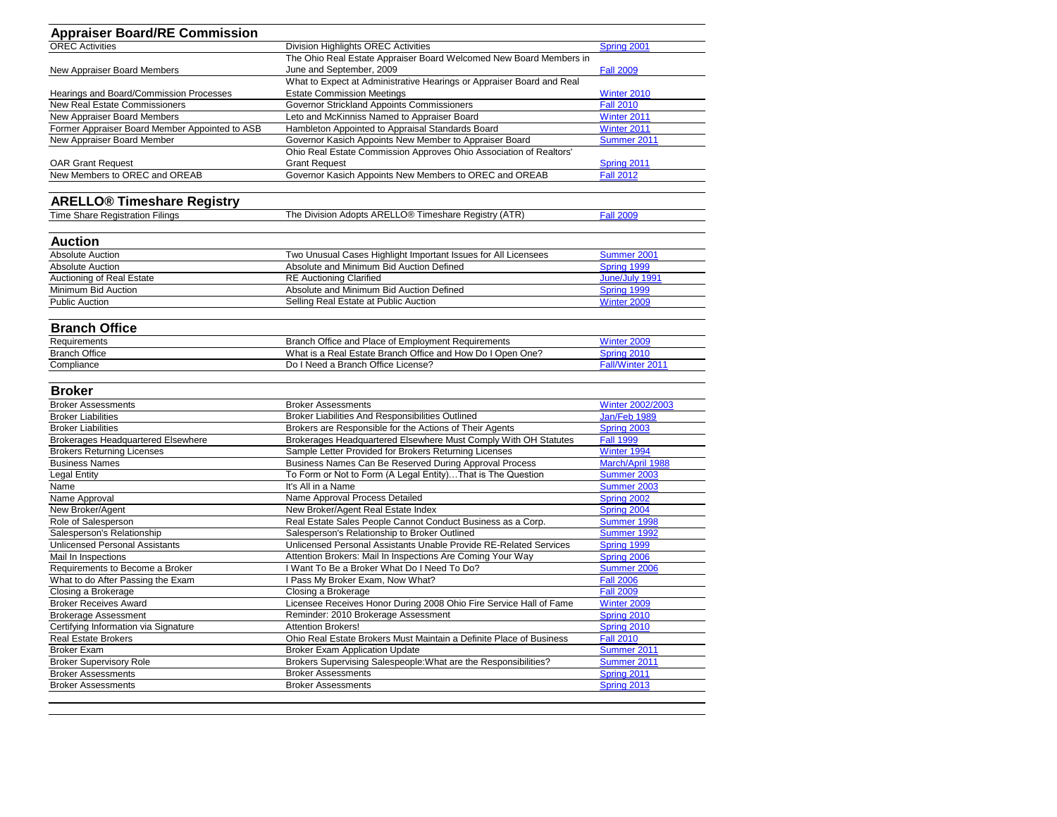## Appraiser Board/RE Commission

| | | |
|---|---|---|
| OREC Activities | Division Highlights OREC Activities | Spring 2001 |
| New Appraiser Board Members | The Ohio Real Estate Appraiser Board Welcomed New Board Members in June and September, 2009 | Fall 2009 |
| Hearings and Board/Commission Processes | What to Expect at Administrative Hearings or Appraiser Board and Real Estate Commission Meetings | Winter 2010 |
| New Real Estate Commissioners | Governor Strickland Appoints Commissioners | Fall 2010 |
| New Appraiser Board Members | Leto and McKinniss Named to Appraiser Board | Winter 2011 |
| Former Appraiser Board Member Appointed to ASB | Hambleton Appointed to Appraisal Standards Board | Winter 2011 |
| New Appraiser Board Member | Governor Kasich Appoints New Member to Appraiser Board | Summer 2011 |
| OAR Grant Request | Ohio Real Estate Commission Approves Ohio Association of Realtors' Grant Request | Spring 2011 |
| New Members to OREC and OREAB | Governor Kasich Appoints New Members to OREC and OREAB | Fall 2012 |

## ARELLO® Timeshare Registry

| | | |
|---|---|---|
| Time Share Registration Filings | The Division Adopts ARELLO® Timeshare Registry (ATR) | Fall 2009 |

## Auction

| | | |
|---|---|---|
| Absolute Auction | Two Unusual Cases Highlight Important Issues for All Licensees | Summer 2001 |
| Absolute Auction | Absolute and Minimum Bid Auction Defined | Spring 1999 |
| Auctioning of Real Estate | RE Auctioning Clarified | June/July 1991 |
| Minimum Bid Auction | Absolute and Minimum Bid Auction Defined | Spring 1999 |
| Public Auction | Selling Real Estate at Public Auction | Winter 2009 |

## Branch Office

| | | |
|---|---|---|
| Requirements | Branch Office and Place of Employment Requirements | Winter 2009 |
| Branch Office | What is a Real Estate Branch Office and How Do I Open One? | Spring 2010 |
| Compliance | Do I Need a Branch Office License? | Fall/Winter 2011 |

## Broker

| | | |
|---|---|---|
| Broker Assessments | Broker Assessments | Winter 2002/2003 |
| Broker Liabilities | Broker Liabilities And Responsibilities Outlined | Jan/Feb 1989 |
| Broker Liabilities | Brokers are Responsible for the Actions of Their Agents | Spring 2003 |
| Brokerages Headquartered Elsewhere | Brokerages Headquartered Elsewhere Must Comply With OH Statutes | Fall 1999 |
| Brokers Returning Licenses | Sample Letter Provided for Brokers Returning Licenses | Winter 1994 |
| Business Names | Business Names Can Be Reserved During Approval Process | March/April 1988 |
| Legal Entity | To Form or Not to Form (A Legal Entity)…That is The Question | Summer 2003 |
| Name | It's All in a Name | Summer 2003 |
| Name Approval | Name Approval Process Detailed | Spring 2002 |
| New Broker/Agent | New Broker/Agent Real Estate Index | Spring 2004 |
| Role of Salesperson | Real Estate Sales People Cannot Conduct Business as a Corp. | Summer 1998 |
| Salesperson's Relationship | Salesperson's Relationship to Broker Outlined | Summer 1992 |
| Unlicensed Personal Assistants | Unlicensed Personal Assistants Unable Provide RE-Related Services | Spring 1999 |
| Mail In Inspections | Attention Brokers: Mail In Inspections Are Coming Your Way | Spring 2006 |
| Requirements to Become a Broker | I Want To Be a Broker What Do I Need To Do? | Summer 2006 |
| What to do After Passing the Exam | I Pass My Broker Exam, Now What? | Fall 2006 |
| Closing a Brokerage | Closing a Brokerage | Fall 2009 |
| Broker Receives Award | Licensee Receives Honor During 2008 Ohio Fire Service Hall of Fame | Winter 2009 |
| Brokerage Assessment | Reminder: 2010 Brokerage Assessment | Spring 2010 |
| Certifying Information via Signature | Attention Brokers! | Spring 2010 |
| Real Estate Brokers | Ohio Real Estate Brokers Must Maintain a Definite Place of Business | Fall 2010 |
| Broker Exam | Broker Exam Application Update | Summer 2011 |
| Broker Supervisory Role | Brokers Supervising Salespeople:What are the Responsibilities? | Summer 2011 |
| Broker Assessments | Broker Assessments | Spring 2011 |
| Broker Assessments | Broker Assessments | Spring 2013 |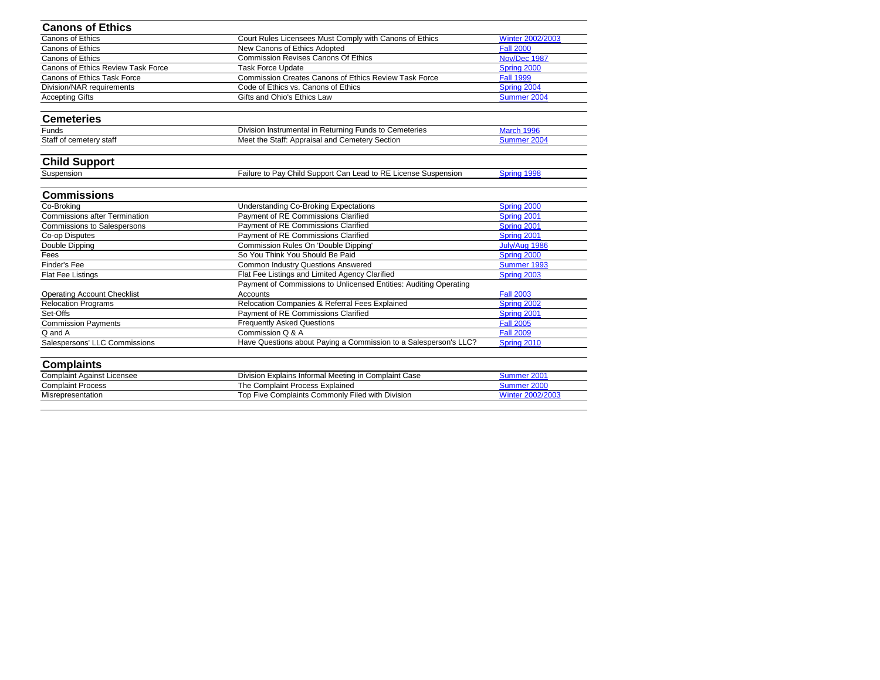## Canons of Ethics

| | | |
|---|---|---|
| Canons of Ethics | Court Rules Licensees Must Comply with Canons of Ethics | Winter 2002/2003 |
| Canons of Ethics | New Canons of Ethics Adopted | Fall 2000 |
| Canons of Ethics | Commission Revises Canons Of Ethics | Nov/Dec 1987 |
| Canons of Ethics Review Task Force | Task Force Update | Spring 2000 |
| Canons of Ethics Task Force | Commission Creates Canons of Ethics Review Task Force | Fall 1999 |
| Division/NAR requirements | Code of Ethics vs. Canons of Ethics | Spring 2004 |
| Accepting Gifts | Gifts and Ohio's Ethics Law | Summer 2004 |

## Cemeteries

| | | |
|---|---|---|
| Funds | Division Instrumental in Returning Funds to Cemeteries | March 1996 |
| Staff of cemetery staff | Meet the Staff: Appraisal and Cemetery Section | Summer 2004 |

## Child Support

| | | |
|---|---|---|
| Suspension | Failure to Pay Child Support Can Lead to RE License Suspension | Spring 1998 |

## Commissions

| | | |
|---|---|---|
| Co-Broking | Understanding Co-Broking Expectations | Spring 2000 |
| Commissions after Termination | Payment of RE Commissions Clarified | Spring 2001 |
| Commissions to Salespersons | Payment of RE Commissions Clarified | Spring 2001 |
| Co-op Disputes | Payment of RE Commissions Clarified | Spring 2001 |
| Double Dipping | Commission Rules On 'Double Dipping' | July/Aug 1986 |
| Fees | So You Think You Should Be Paid | Spring 2000 |
| Finder's Fee | Common Industry Questions Answered | Summer 1993 |
| Flat Fee Listings | Flat Fee Listings and Limited Agency Clarified | Spring 2003 |
| Operating Account Checklist | Payment of Commissions to Unlicensed Entities: Auditing Operating Accounts | Fall 2003 |
| Relocation Programs | Relocation Companies & Referral Fees Explained | Spring 2002 |
| Set-Offs | Payment of RE Commissions Clarified | Spring 2001 |
| Commission Payments | Frequently Asked Questions | Fall 2005 |
| Q and A | Commission Q & A | Fall 2009 |
| Salespersons' LLC Commissions | Have Questions about Paying a Commission to a Salesperson's LLC? | Spring 2010 |

## Complaints

| | | |
|---|---|---|
| Complaint Against Licensee | Division Explains Informal Meeting in Complaint Case | Summer 2001 |
| Complaint Process | The Complaint Process Explained | Summer 2000 |
| Misrepresentation | Top Five Complaints Commonly Filed with Division | Winter 2002/2003 |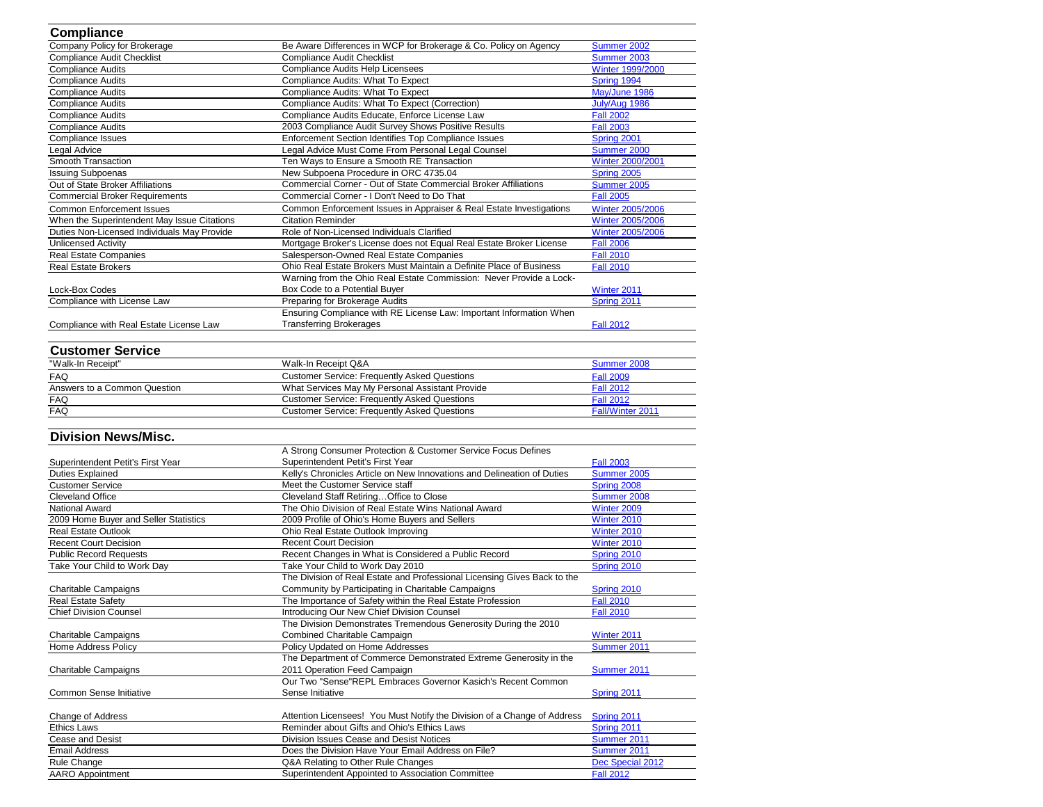## Compliance

| | | |
|---|---|---|
| Company Policy for Brokerage | Be Aware Differences in WCP for Brokerage & Co. Policy on Agency | Summer 2002 |
| Compliance Audit Checklist | Compliance Audit Checklist | Summer 2003 |
| Compliance Audits | Compliance Audits Help Licensees | Winter 1999/2000 |
| Compliance Audits | Compliance Audits: What To Expect | Spring 1994 |
| Compliance Audits | Compliance Audits: What To Expect | May/June 1986 |
| Compliance Audits | Compliance Audits: What To Expect (Correction) | July/Aug 1986 |
| Compliance Audits | Compliance Audits Educate, Enforce License Law | Fall 2002 |
| Compliance Audits | 2003 Compliance Audit Survey Shows Positive Results | Fall 2003 |
| Compliance Issues | Enforcement Section Identifies Top Compliance Issues | Spring 2001 |
| Legal Advice | Legal Advice Must Come From Personal Legal Counsel | Summer 2000 |
| Smooth Transaction | Ten Ways to Ensure a Smooth RE Transaction | Winter 2000/2001 |
| Issuing Subpoenas | New Subpoena Procedure in ORC 4735.04 | Spring 2005 |
| Out of State Broker Affiliations | Commercial Corner - Out of State Commercial Broker Affiliations | Summer 2005 |
| Commercial Broker Requirements | Commercial Corner - I Don't Need to Do That | Fall 2005 |
| Common Enforcement Issues | Common Enforcement Issues in Appraiser & Real Estate Investigations | Winter 2005/2006 |
| When the Superintendent May Issue Citations | Citation Reminder | Winter 2005/2006 |
| Duties Non-Licensed Individuals May Provide | Role of Non-Licensed Individuals Clarified | Winter 2005/2006 |
| Unlicensed Activity | Mortgage Broker's License does not Equal Real Estate Broker License | Fall 2006 |
| Real Estate Companies | Salesperson-Owned Real Estate Companies | Fall 2010 |
| Real Estate Brokers | Ohio Real Estate Brokers Must Maintain a Definite Place of Business | Fall 2010 |
| Lock-Box Codes | Warning from the Ohio Real Estate Commission: Never Provide a Lock-Box Code to a Potential Buyer | Winter 2011 |
| Compliance with License Law | Preparing for Brokerage Audits | Spring 2011 |
| Compliance with Real Estate License Law | Ensuring Compliance with RE License Law: Important Information When Transferring Brokerages | Fall 2012 |

## Customer Service

| | | |
|---|---|---|
| "Walk-In Receipt" | Walk-In Receipt Q&A | Summer 2008 |
| FAQ | Customer Service: Frequently Asked Questions | Fall 2009 |
| Answers to a Common Question | What Services May My Personal Assistant Provide | Fall 2012 |
| FAQ | Customer Service: Frequently Asked Questions | Fall 2012 |
| FAQ | Customer Service: Frequently Asked Questions | Fall/Winter 2011 |

## Division News/Misc.

| | | |
|---|---|---|
| Superintendent Petit's First Year | A Strong Consumer Protection & Customer Service Focus Defines Superintendent Petit's First Year | Fall 2003 |
| Duties Explained | Kelly's Chronicles Article on New Innovations and Delineation of Duties | Summer 2005 |
| Customer Service | Meet the Customer Service staff | Spring 2008 |
| Cleveland Office | Cleveland Staff Retiring…Office to Close | Summer 2008 |
| National Award | The Ohio Division of Real Estate Wins National Award | Winter 2009 |
| 2009 Home Buyer and Seller Statistics | 2009 Profile of Ohio's Home Buyers and Sellers | Winter 2010 |
| Real Estate Outlook | Ohio Real Estate Outlook Improving | Winter 2010 |
| Recent Court Decision | Recent Court Decision | Winter 2010 |
| Public Record Requests | Recent Changes in What is Considered a Public Record | Spring 2010 |
| Take Your Child to Work Day | Take Your Child to Work Day 2010 | Spring 2010 |
| Charitable Campaigns | The Division of Real Estate and Professional Licensing Gives Back to the Community by Participating in Charitable Campaigns | Spring 2010 |
| Real Estate Safety | The Importance of Safety within the Real Estate Profession | Fall 2010 |
| Chief Division Counsel | Introducing Our New Chief Division Counsel | Fall 2010 |
| Charitable Campaigns | The Division Demonstrates Tremendous Generosity During the 2010 Combined Charitable Campaign | Winter 2011 |
| Home Address Policy | Policy Updated on Home Addresses | Summer 2011 |
| Charitable Campaigns | The Department of Commerce Demonstrated Extreme Generosity in the 2011 Operation Feed Campaign | Summer 2011 |
| Common Sense Initiative | Our Two "Sense"REPL Embraces Governor Kasich's Recent Common Sense Initiative | Spring 2011 |
| Change of Address | Attention Licensees! You Must Notify the Division of a Change of Address | Spring 2011 |
| Ethics Laws | Reminder about Gifts and Ohio's Ethics Laws | Spring 2011 |
| Cease and Desist | Division Issues Cease and Desist Notices | Summer 2011 |
| Email Address | Does the Division Have Your Email Address on File? | Summer 2011 |
| Rule Change | Q&A Relating to Other Rule Changes | Dec Special 2012 |
| AARO Appointment | Superintendent Appointed to Association Committee | Fall 2012 |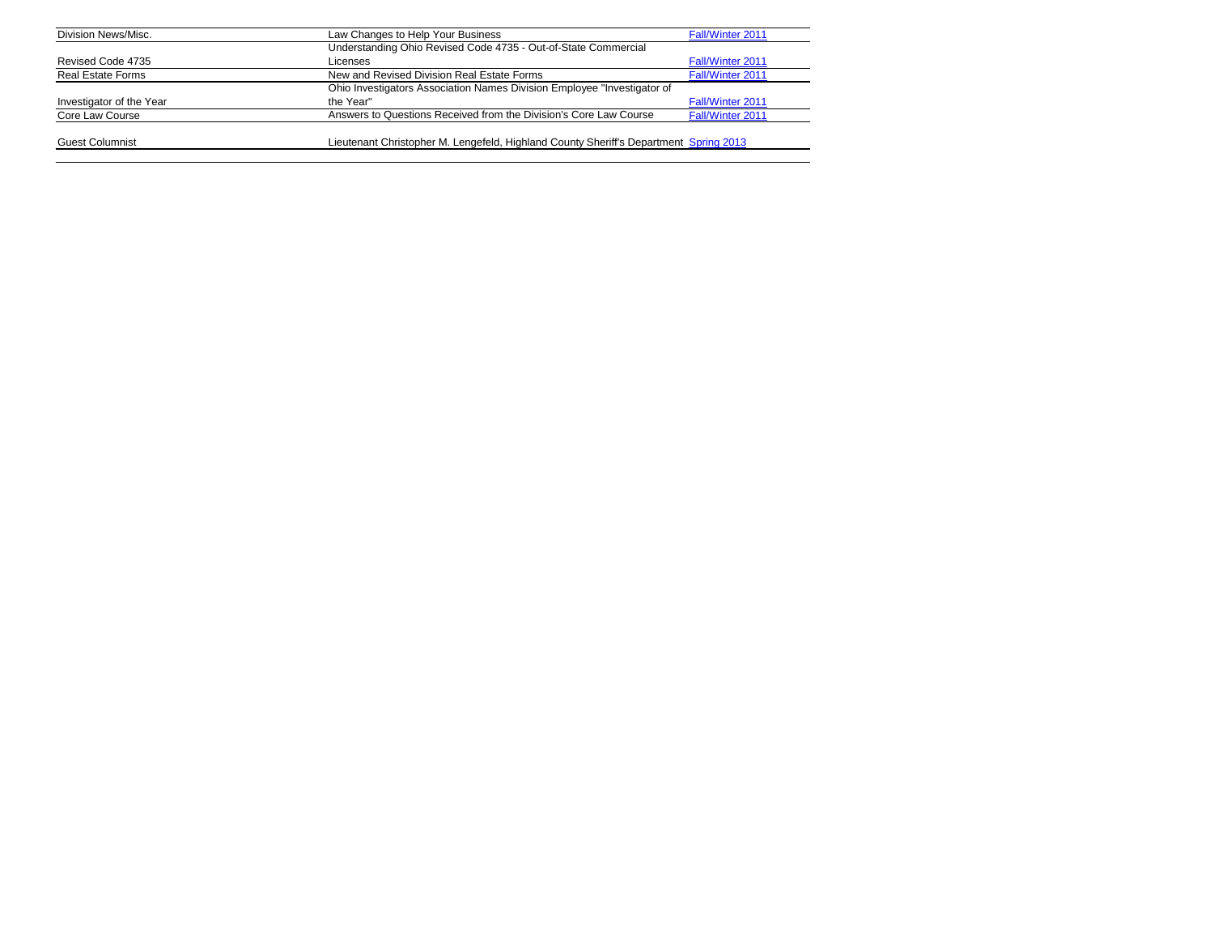| | | |
|---|---|---|
| Division News/Misc. | Law Changes to Help Your Business | Fall/Winter 2011 |
| Revised Code 4735 | Understanding Ohio Revised Code 4735 - Out-of-State Commercial Licenses | Fall/Winter 2011 |
| Real Estate Forms | New and Revised Division Real Estate Forms | Fall/Winter 2011 |
| Investigator of the Year | Ohio Investigators Association Names Division Employee "Investigator of the Year" | Fall/Winter 2011 |
| Core Law Course | Answers to Questions Received from the Division's Core Law Course | Fall/Winter 2011 |
| Guest Columnist | Lieutenant Christopher M. Lengefeld, Highland County Sheriff's Department | Spring 2013 |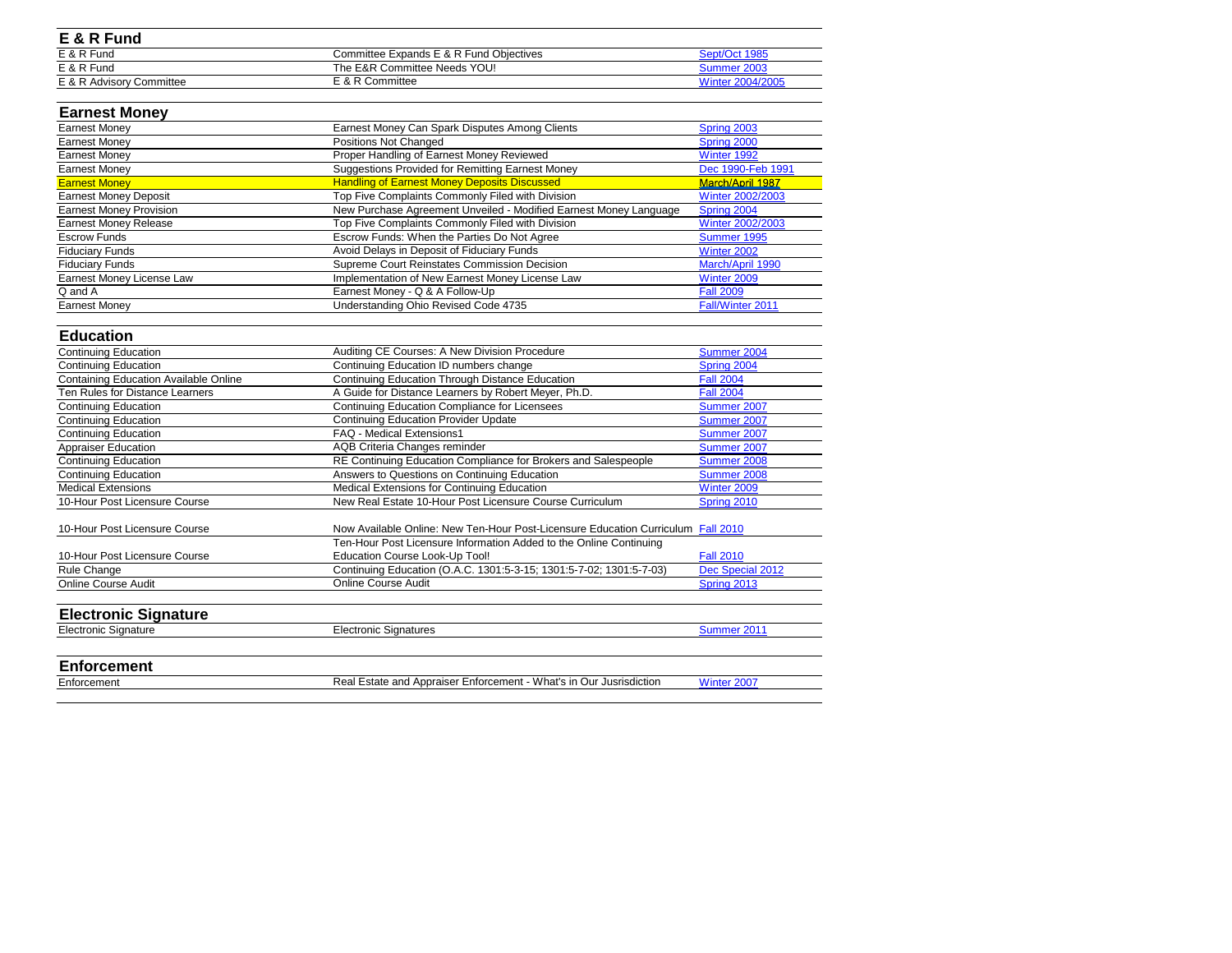## E & R Fund

| | | |
|---|---|---|
| E & R Fund | Committee Expands E & R Fund Objectives | Sept/Oct 1985 |
| E & R Fund | The E&R Committee Needs YOU! | Summer 2003 |
| E & R Advisory Committee | E & R Committee | Winter 2004/2005 |

## Earnest Money

| | | |
|---|---|---|
| Earnest Money | Earnest Money Can Spark Disputes Among Clients | Spring 2003 |
| Earnest Money | Positions Not Changed | Spring 2000 |
| Earnest Money | Proper Handling of Earnest Money Reviewed | Winter 1992 |
| Earnest Money | Suggestions Provided for Remitting Earnest Money | Dec 1990-Feb 1991 |
| Earnest Money | Handling of Earnest Money Deposits Discussed | March/April 1987 |
| Earnest Money Deposit | Top Five Complaints Commonly Filed with Division | Winter 2002/2003 |
| Earnest Money Provision | New Purchase Agreement Unveiled - Modified Earnest Money Language | Spring 2004 |
| Earnest Money Release | Top Five Complaints Commonly Filed with Division | Winter 2002/2003 |
| Escrow Funds | Escrow Funds: When the Parties Do Not Agree | Summer 1995 |
| Fiduciary Funds | Avoid Delays in Deposit of Fiduciary Funds | Winter 2002 |
| Fiduciary Funds | Supreme Court Reinstates Commission Decision | March/April 1990 |
| Earnest Money License Law | Implementation of New Earnest Money License Law | Winter 2009 |
| Q and A | Earnest Money - Q & A Follow-Up | Fall 2009 |
| Earnest Money | Understanding Ohio Revised Code 4735 | Fall/Winter 2011 |

## Education

| | | |
|---|---|---|
| Continuing Education | Auditing CE Courses: A New Division Procedure | Summer 2004 |
| Continuing Education | Continuing Education ID numbers change | Spring 2004 |
| Containing Education Available Online | Continuing Education Through Distance Education | Fall 2004 |
| Ten Rules for Distance Learners | A Guide for Distance Learners by Robert Meyer, Ph.D. | Fall 2004 |
| Continuing Education | Continuing Education Compliance for Licensees | Summer 2007 |
| Continuing Education | Continuing Education Provider Update | Summer 2007 |
| Continuing Education | FAQ - Medical Extensions1 | Summer 2007 |
| Appraiser Education | AQB Criteria Changes reminder | Summer 2007 |
| Continuing Education | RE Continuing Education Compliance for Brokers and Salespeople | Summer 2008 |
| Continuing Education | Answers to Questions on Continuing Education | Summer 2008 |
| Medical Extensions | Medical Extensions for Continuing Education | Winter 2009 |
| 10-Hour Post Licensure Course | New Real Estate 10-Hour Post Licensure Course Curriculum | Spring 2010 |
| 10-Hour Post Licensure Course | Now Available Online: New Ten-Hour Post-Licensure Education Curriculum | Fall 2010 |
| 10-Hour Post Licensure Course | Ten-Hour Post Licensure Information Added to the Online Continuing Education Course Look-Up Tool! | Fall 2010 |
| Rule Change | Continuing Education (O.A.C. 1301:5-3-15; 1301:5-7-02; 1301:5-7-03) | Dec Special 2012 |
| Online Course Audit | Online Course Audit | Spring 2013 |

## Electronic Signature

| | | |
|---|---|---|
| Electronic Signature | Electronic Signatures | Summer 2011 |

## Enforcement

| | | |
|---|---|---|
| Enforcement | Real Estate and Appraiser Enforcement - What's in Our Jusrisdiction | Winter 2007 |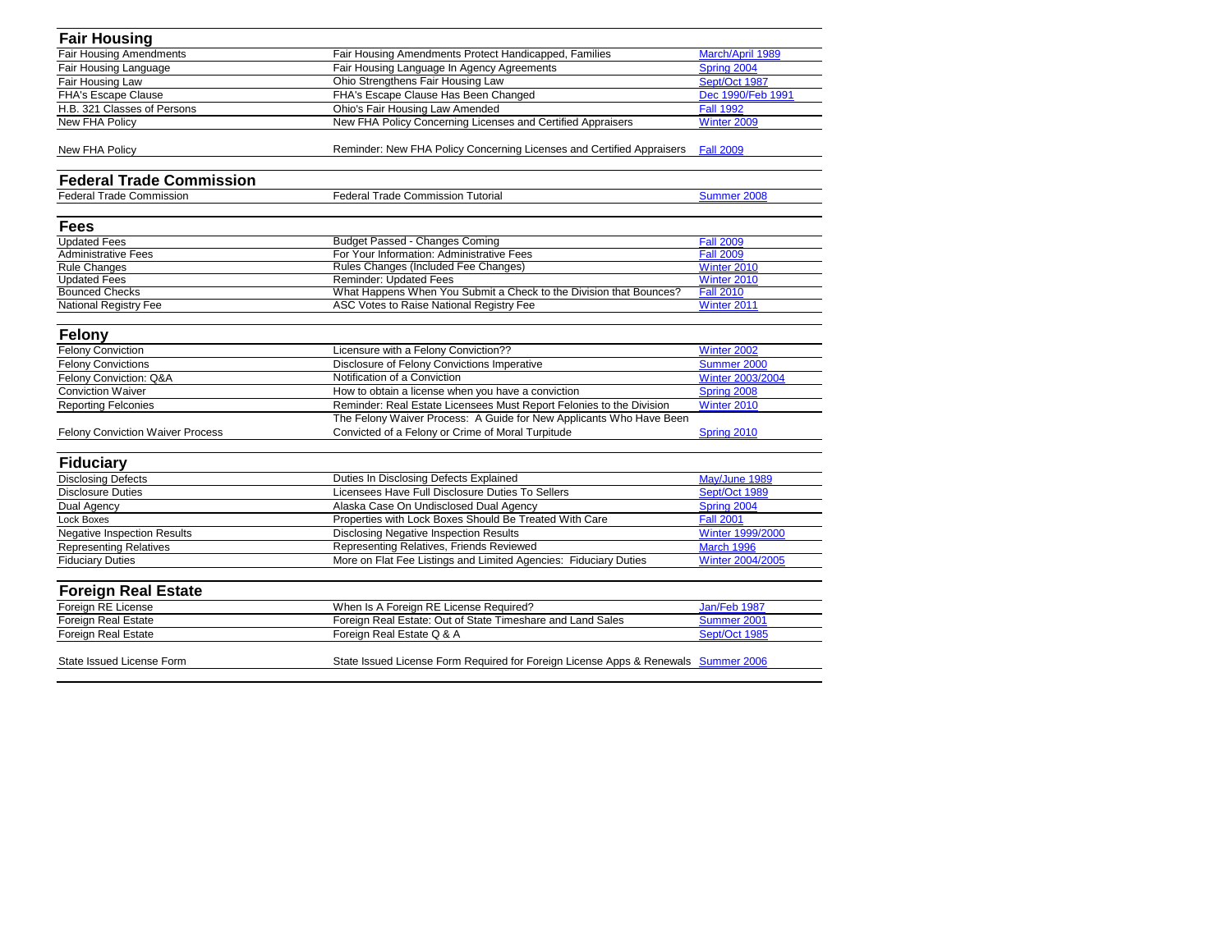## Fair Housing

| | | |
|---|---|---|
| Fair Housing Amendments | Fair Housing Amendments Protect Handicapped, Families | March/April 1989 |
| Fair Housing Language | Fair Housing Language In Agency Agreements | Spring 2004 |
| Fair Housing Law | Ohio Strengthens Fair Housing Law | Sept/Oct 1987 |
| FHA's Escape Clause | FHA's Escape Clause Has Been Changed | Dec 1990/Feb 1991 |
| H.B. 321 Classes of Persons | Ohio's Fair Housing Law Amended | Fall 1992 |
| New FHA Policy | New FHA Policy Concerning Licenses and Certified Appraisers | Winter 2009 |
| New FHA Policy | Reminder: New FHA Policy Concerning Licenses and Certified Appraisers | Fall 2009 |

## Federal Trade Commission

| | | |
|---|---|---|
| Federal Trade Commission | Federal Trade Commission Tutorial | Summer 2008 |

## Fees

| | | |
|---|---|---|
| Updated Fees | Budget Passed - Changes Coming | Fall 2009 |
| Administrative Fees | For Your Information: Administrative Fees | Fall 2009 |
| Rule Changes | Rules Changes (Included Fee Changes) | Winter 2010 |
| Updated Fees | Reminder: Updated Fees | Winter 2010 |
| Bounced Checks | What Happens When You Submit a Check to the Division that Bounces? | Fall 2010 |
| National Registry Fee | ASC Votes to Raise National Registry Fee | Winter 2011 |

## Felony

| | | |
|---|---|---|
| Felony Conviction | Licensure with a Felony Conviction?? | Winter 2002 |
| Felony Convictions | Disclosure of Felony Convictions Imperative | Summer 2000 |
| Felony Conviction: Q&A | Notification of a Conviction | Winter 2003/2004 |
| Conviction Waiver | How to obtain a license when you have a conviction | Spring 2008 |
| Reporting Felconies | Reminder: Real Estate Licensees Must Report Felonies to the Division | Winter 2010 |
| Felony Conviction Waiver Process | The Felony Waiver Process: A Guide for New Applicants Who Have Been Convicted of a Felony or Crime of Moral Turpitude | Spring 2010 |

## Fiduciary

| | | |
|---|---|---|
| Disclosing Defects | Duties In Disclosing Defects Explained | May/June 1989 |
| Disclosure Duties | Licensees Have Full Disclosure Duties To Sellers | Sept/Oct 1989 |
| Dual Agency | Alaska Case On Undisclosed Dual Agency | Spring 2004 |
| Lock Boxes | Properties with Lock Boxes Should Be Treated With Care | Fall 2001 |
| Negative Inspection Results | Disclosing Negative Inspection Results | Winter 1999/2000 |
| Representing Relatives | Representing Relatives, Friends Reviewed | March 1996 |
| Fiduciary Duties | More on Flat Fee Listings and Limited Agencies: Fiduciary Duties | Winter 2004/2005 |

## Foreign Real Estate

| | | |
|---|---|---|
| Foreign RE License | When Is A Foreign RE License Required? | Jan/Feb 1987 |
| Foreign Real Estate | Foreign Real Estate: Out of State Timeshare and Land Sales | Summer 2001 |
| Foreign Real Estate | Foreign Real Estate Q & A | Sept/Oct 1985 |
| State Issued License Form | State Issued License Form Required for Foreign License Apps & Renewals | Summer 2006 |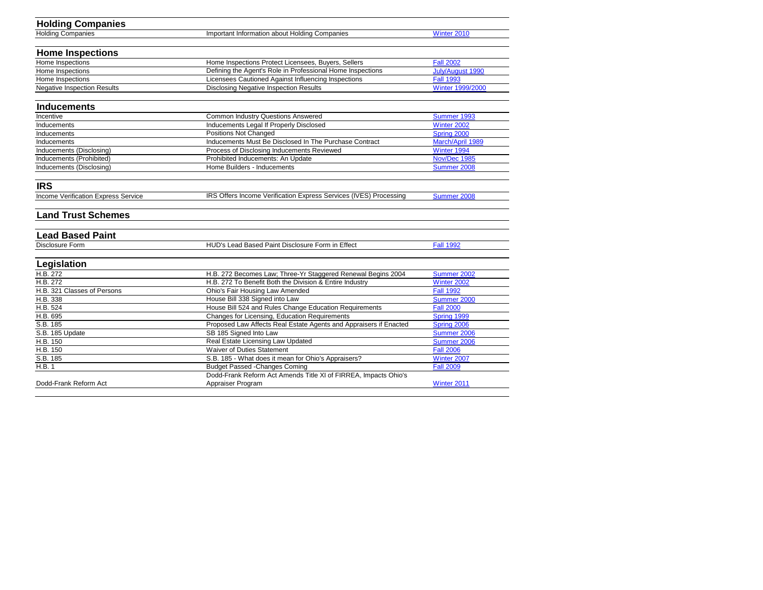## Holding Companies

| | | |
|---|---|---|
| Holding Companies | Important Information about Holding Companies | Winter 2010 |

## Home Inspections

| | | |
|---|---|---|
| Home Inspections | Home Inspections Protect Licensees, Buyers, Sellers | Fall 2002 |
| Home Inspections | Defining the Agent's Role in Professional Home Inspections | July/August 1990 |
| Home Inspections | Licensees Cautioned Against Influencing Inspections | Fall 1993 |
| Negative Inspection Results | Disclosing Negative Inspection Results | Winter 1999/2000 |

## Inducements

| | | |
|---|---|---|
| Incentive | Common Industry Questions Answered | Summer 1993 |
| Inducements | Inducements Legal If Properly Disclosed | Winter 2002 |
| Inducements | Positions Not Changed | Spring 2000 |
| Inducements | Inducements Must Be Disclosed In The Purchase Contract | March/April 1989 |
| Inducements (Disclosing) | Process of Disclosing Inducements Reviewed | Winter 1994 |
| Inducements (Prohibited) | Prohibited Inducements: An Update | Nov/Dec 1985 |
| Inducements (Disclosing) | Home Builders - Inducements | Summer 2008 |

## IRS

| | | |
|---|---|---|
| Income Verification Express Service | IRS Offers Income Verification Express Services (IVES) Processing | Summer 2008 |

## Land Trust Schemes

## Lead Based Paint

| | | |
|---|---|---|
| Disclosure Form | HUD's Lead Based Paint Disclosure Form in Effect | Fall 1992 |

## Legislation

| | | |
|---|---|---|
| H.B. 272 | H.B. 272 Becomes Law; Three-Yr Staggered Renewal Begins 2004 | Summer 2002 |
| H.B. 272 | H.B. 272 To Benefit Both the Division & Entire Industry | Winter 2002 |
| H.B. 321 Classes of Persons | Ohio's Fair Housing Law Amended | Fall 1992 |
| H.B. 338 | House Bill 338 Signed into Law | Summer 2000 |
| H.B. 524 | House Bill 524 and Rules Change Education Requirements | Fall 2000 |
| H.B. 695 | Changes for Licensing, Education Requirements | Spring 1999 |
| S.B. 185 | Proposed Law Affects Real Estate Agents and Appraisers if Enacted | Spring 2006 |
| S.B. 185 Update | SB 185 Signed Into Law | Summer 2006 |
| H.B. 150 | Real Estate Licensing Law Updated | Summer 2006 |
| H.B. 150 | Waiver of Duties Statement | Fall 2006 |
| S.B. 185 | S.B. 185 - What does it mean for Ohio's Appraisers? | Winter 2007 |
| H.B. 1 | Budget Passed -Changes Coming | Fall 2009 |
| Dodd-Frank Reform Act | Dodd-Frank Reform Act Amends Title XI of FIRREA, Impacts Ohio's Appraiser Program | Winter 2011 |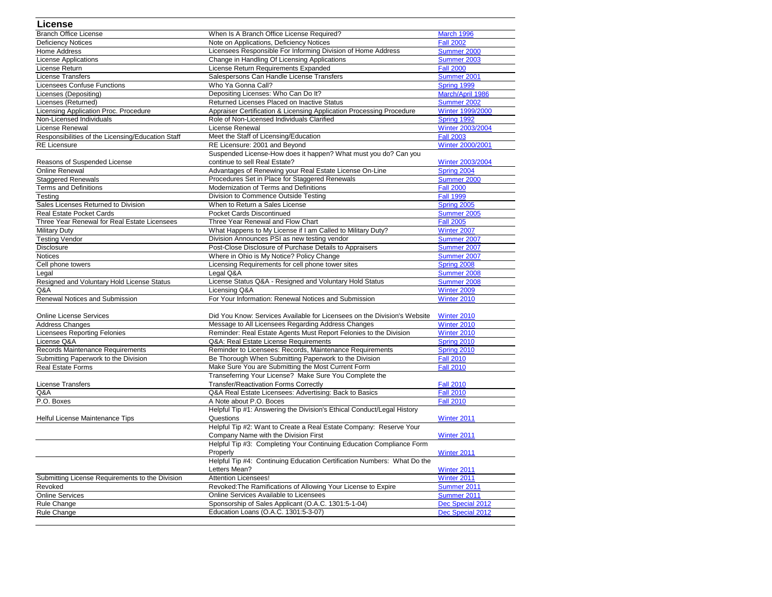## License

| | | |
|---|---|---|
| Branch Office License | When Is A Branch Office License Required? | March 1996 |
| Deficiency Notices | Note on Applications, Deficiency Notices | Fall 2002 |
| Home Address | Licensees Responsible For Informing Division of Home Address | Summer 2000 |
| License Applications | Change in Handling Of Licensing Applications | Summer 2003 |
| License Return | License Return Requirements Expanded | Fall 2000 |
| License Transfers | Salespersons Can Handle License Transfers | Summer 2001 |
| Licensees Confuse Functions | Who Ya Gonna Call? | Spring 1999 |
| Licenses (Depositing) | Depositing Licenses: Who Can Do It? | March/April 1986 |
| Licenses (Returned) | Returned Licenses Placed on Inactive Status | Summer 2002 |
| Licensing Application Proc. Procedure | Appraiser Certification & Licensing Application Processing Procedure | Winter 1999/2000 |
| Non-Licensed Individuals | Role of Non-Licensed Individuals Clarified | Spring 1992 |
| License Renewal | License Renewal | Winter 2003/2004 |
| Responsibilities of the Licensing/Education Staff | Meet the Staff of Licensing/Education | Fall 2003 |
| RE Licensure | RE Licensure: 2001 and Beyond | Winter 2000/2001 |
| Reasons of Suspended License | Suspended License-How does it happen? What must you do? Can you continue to sell Real Estate? | Winter 2003/2004 |
| Online Renewal | Advantages of Renewing your Real Estate License On-Line | Spring 2004 |
| Staggered Renewals | Procedures Set in Place for Staggered Renewals | Summer 2000 |
| Terms and Definitions | Modernization of Terms and Definitions | Fall 2000 |
| Testing | Division to Commence Outside Testing | Fall 1999 |
| Sales Licenses Returned to Division | When to Return a Sales License | Spring 2005 |
| Real Estate Pocket Cards | Pocket Cards Discontinued | Summer 2005 |
| Three Year Renewal for Real Estate Licensees | Three Year Renewal and Flow Chart | Fall 2005 |
| Military Duty | What Happens to My License if I am Called to Military Duty? | Winter 2007 |
| Testing Vendor | Division Announces PSI as new testing vendor | Summer 2007 |
| Disclosure | Post-Close Disclosure of Purchase Details to Appraisers | Summer 2007 |
| Notices | Where in Ohio is My Notice? Policy Change | Summer 2007 |
| Cell phone towers | Licensing Requirements for cell phone tower sites | Spring 2008 |
| Legal | Legal Q&A | Summer 2008 |
| Resigned and Voluntary Hold License Status | License Status Q&A - Resigned and Voluntary Hold Status | Summer 2008 |
| Q&A | Licensing Q&A | Winter 2009 |
| Renewal Notices and Submission | For Your Information: Renewal Notices and Submission | Winter 2010 |
| Online License Services | Did You Know: Services Available for Licensees on the Division's Website | Winter 2010 |
| Address Changes | Message to All Licensees Regarding Address Changes | Winter 2010 |
| Licensees Reporting Felonies | Reminder: Real Estate Agents Must Report Felonies to the Division | Winter 2010 |
| License Q&A | Q&A: Real Estate License Requirements | Spring 2010 |
| Records Maintenance Requirements | Reminder to Licensees: Records, Maintenance Requirements | Spring 2010 |
| Submitting Paperwork to the Division | Be Thorough When Submitting Paperwork to the Division | Fall 2010 |
| Real Estate Forms | Make Sure You are Submitting the Most Current Form | Fall 2010 |
| License Transfers | Transeferring Your License? Make Sure You Complete the Transfer/Reactivation Forms Correctly | Fall 2010 |
| Q&A | Q&A Real Estate Licensees: Advertising: Back to Basics | Fall 2010 |
| P.O. Boxes | A Note about P.O. Boces | Fall 2010 |
| Helful License Maintenance Tips | Helpful Tip #1: Answering the Division's Ethical Conduct/Legal History Questions | Winter 2011 |
| | Helpful Tip #2: Want to Create a Real Estate Company: Reserve Your Company Name with the Division First | Winter 2011 |
| | Helpful Tip #3: Completing Your Continuing Education Compliance Form Properly | Winter 2011 |
| | Helpful Tip #4: Continuing Education Certification Numbers: What Do the Letters Mean? | Winter 2011 |
| Submitting License Requirements to the Division | Attention Licensees! | Winter 2011 |
| Revoked | Revoked:The Ramifications of Allowing Your License to Expire | Summer 2011 |
| Online Services | Online Services Available to Licensees | Summer 2011 |
| Rule Change | Sponsorship of Sales Applicant (O.A.C. 1301:5-1-04) | Dec Special 2012 |
| Rule Change | Education Loans (O.A.C. 1301:5-3-07) | Dec Special 2012 |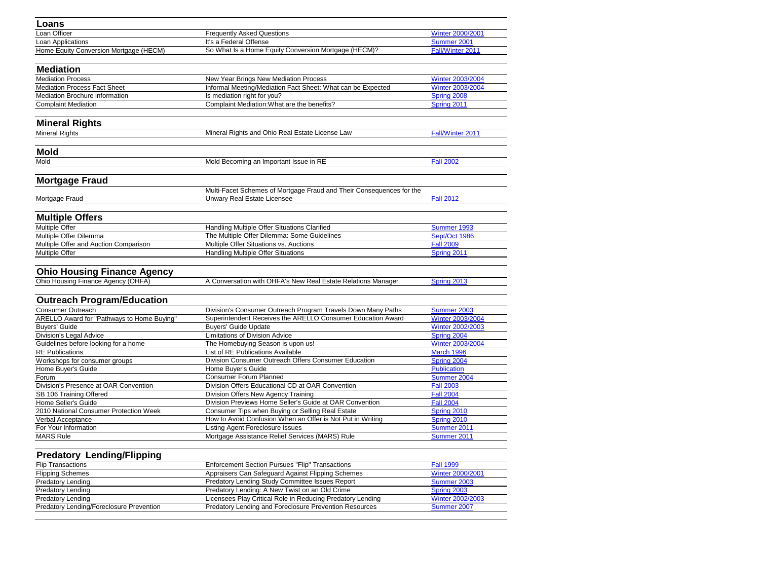## Loans

| Topic | Title | Issue |
|---|---|---|
| Loan Officer | Frequently Asked Questions | Winter 2000/2001 |
| Loan Applications | It's a Federal Offense | Summer 2001 |
| Home Equity Conversion Mortgage (HECM) | So What Is a Home Equity Conversion Mortgage (HECM)? | Fall/Winter 2011 |

## Mediation

| Topic | Title | Issue |
|---|---|---|
| Mediation Process | New Year Brings New Mediation Process | Winter 2003/2004 |
| Mediation Process Fact Sheet | Informal Meeting/Mediation Fact Sheet: What can be Expected | Winter 2003/2004 |
| Mediation Brochure information | Is mediation right for you? | Spring 2008 |
| Complaint Mediation | Complaint Mediation:What are the benefits? | Spring 2011 |

## Mineral Rights

| Topic | Title | Issue |
|---|---|---|
| Mineral Rights | Mineral Rights and Ohio Real Estate License Law | Fall/Winter 2011 |

## Mold

| Topic | Title | Issue |
|---|---|---|
| Mold | Mold Becoming an Important Issue in RE | Fall 2002 |

## Mortgage Fraud

| Topic | Title | Issue |
|---|---|---|
| Mortgage Fraud | Multi-Facet Schemes of Mortgage Fraud and Their Consequences for the Unwary Real Estate Licensee | Fall 2012 |

## Multiple Offers

| Topic | Title | Issue |
|---|---|---|
| Multiple Offer | Handling Multiple Offer Situations Clarified | Summer 1993 |
| Multiple Offer Dilemma | The Multiple Offer Dilemma: Some Guidelines | Sept/Oct 1986 |
| Multiple Offer and Auction Comparison | Multiple Offer Situations vs. Auctions | Fall 2009 |
| Multiple Offer | Handling Multiple Offer Situations | Spring 2011 |

## Ohio Housing Finance Agency

| Topic | Title | Issue |
|---|---|---|
| Ohio Housing Finance Agency (OHFA) | A Conversation with OHFA's New Real Estate Relations Manager | Spring 2013 |

## Outreach Program/Education

| Topic | Title | Issue |
|---|---|---|
| Consumer Outreach | Division's Consumer Outreach Program Travels Down Many Paths | Summer 2003 |
| ARELLO Award for "Pathways to Home Buying" | Superintendent Receives the ARELLO Consumer Education Award | Winter 2003/2004 |
| Buyers' Guide | Buyers' Guide Update | Winter 2002/2003 |
| Division's Legal Advice | Limitations of Division Advice | Spring 2004 |
| Guidelines before looking for a home | The Homebuying Season is upon us! | Winter 2003/2004 |
| RE Publications | List of RE Publications Available | March 1996 |
| Workshops for consumer groups | Division Consumer Outreach Offers Consumer Education | Spring 2004 |
| Home Buyer's Guide | Home Buyer's Guide | Publication |
| Forum | Consumer Forum Planned | Summer 2004 |
| Division's Presence at OAR Convention | Division Offers Educational CD at OAR Convention | Fall 2003 |
| SB 106 Training Offered | Division Offers New Agency Training | Fall 2004 |
| Home Seller's Guide | Division Previews Home Seller's Guide at OAR Convention | Fall 2004 |
| 2010 National Consumer Protection Week | Consumer Tips when Buying or Selling Real Estate | Spring 2010 |
| Verbal Acceptance | How to Avoid Confusion When an Offer is Not Put in Writing | Spring 2010 |
| For Your Information | Listing Agent Foreclosure Issues | Summer 2011 |
| MARS Rule | Mortgage Assistance Relief Services (MARS) Rule | Summer 2011 |

## Predatory Lending/Flipping

| Topic | Title | Issue |
|---|---|---|
| Flip Transactions | Enforcement Section Pursues "Flip" Transactions | Fall 1999 |
| Flipping Schemes | Appraisers Can Safeguard Against Flipping Schemes | Winter 2000/2001 |
| Predatory Lending | Predatory Lending Study Committee Issues Report | Summer 2003 |
| Predatory Lending | Predatory Lending: A New Twist on an Old Crime | Spring 2003 |
| Predatory Lending | Licensees Play Critical Role in Reducing Predatory Lending | Winter 2002/2003 |
| Predatory Lending/Foreclosure Prevention | Predatory Lending and Foreclosure Prevention Resources | Summer 2007 |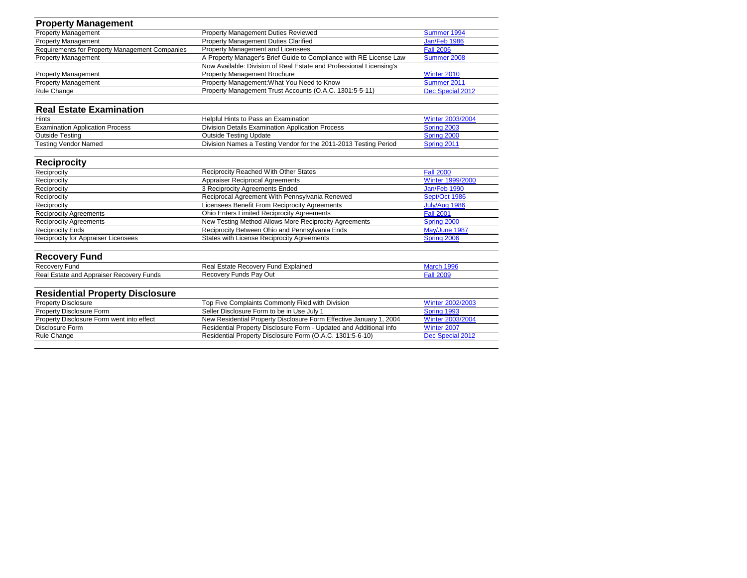## Property Management

| | | |
|---|---|---|
| Property Management | Property Management Duties Reviewed | Summer 1994 |
| Property Management | Property Management Duties Clarified | Jan/Feb 1986 |
| Requirements for Property Management Companies | Property Management and Licensees | Fall 2006 |
| Property Management | A Property Manager's Brief Guide to Compliance with RE License Law | Summer 2008 |
| Property Management | Now Available: Division of Real Estate and Professional Licensing's Property Management Brochure | Winter 2010 |
| Property Management | Property Management:What You Need to Know | Summer 2011 |
| Rule Change | Property Management Trust Accounts (O.A.C. 1301:5-5-11) | Dec Special 2012 |

## Real Estate Examination

| | | |
|---|---|---|
| Hints | Helpful Hints to Pass an Examination | Winter 2003/2004 |
| Examination Application Process | Division Details Examination Application Process | Spring 2003 |
| Outside Testing | Outside Testing Update | Spring 2000 |
| Testing Vendor Named | Division Names a Testing Vendor for the 2011-2013 Testing Period | Spring 2011 |

## Reciprocity

| | | |
|---|---|---|
| Reciprocity | Reciprocity Reached With Other States | Fall 2000 |
| Reciprocity | Appraiser Reciprocal Agreements | Winter 1999/2000 |
| Reciprocity | 3 Reciprocity Agreements Ended | Jan/Feb 1990 |
| Reciprocity | Reciprocal Agreement With Pennsylvania Renewed | Sept/Oct 1986 |
| Reciprocity | Licensees Benefit From Reciprocity Agreements | July/Aug 1986 |
| Reciprocity Agreements | Ohio Enters Limited Reciprocity Agreements | Fall 2001 |
| Reciprocity Agreements | New Testing Method Allows More Reciprocity Agreements | Spring 2000 |
| Reciprocity Ends | Reciprocity Between Ohio and Pennsylvania Ends | May/June 1987 |
| Reciprocity for Appraiser Licensees | States with License Reciprocity Agreements | Spring 2006 |

## Recovery Fund

| | | |
|---|---|---|
| Recovery Fund | Real Estate Recovery Fund Explained | March 1996 |
| Real Estate and Appraiser Recovery Funds | Recovery Funds Pay Out | Fall 2009 |

## Residential Property Disclosure

| | | |
|---|---|---|
| Property Disclosure | Top Five Complaints Commonly Filed with Division | Winter 2002/2003 |
| Property Disclosure Form | Seller Disclosure Form to be in Use July 1 | Spring 1993 |
| Property Disclosure Form went into effect | New Residential Property Disclosure Form Effective January 1, 2004 | Winter 2003/2004 |
| Disclosure Form | Residential Property Disclosure Form - Updated and Additional Info | Winter 2007 |
| Rule Change | Residential Property Disclosure Form (O.A.C. 1301:5-6-10) | Dec Special 2012 |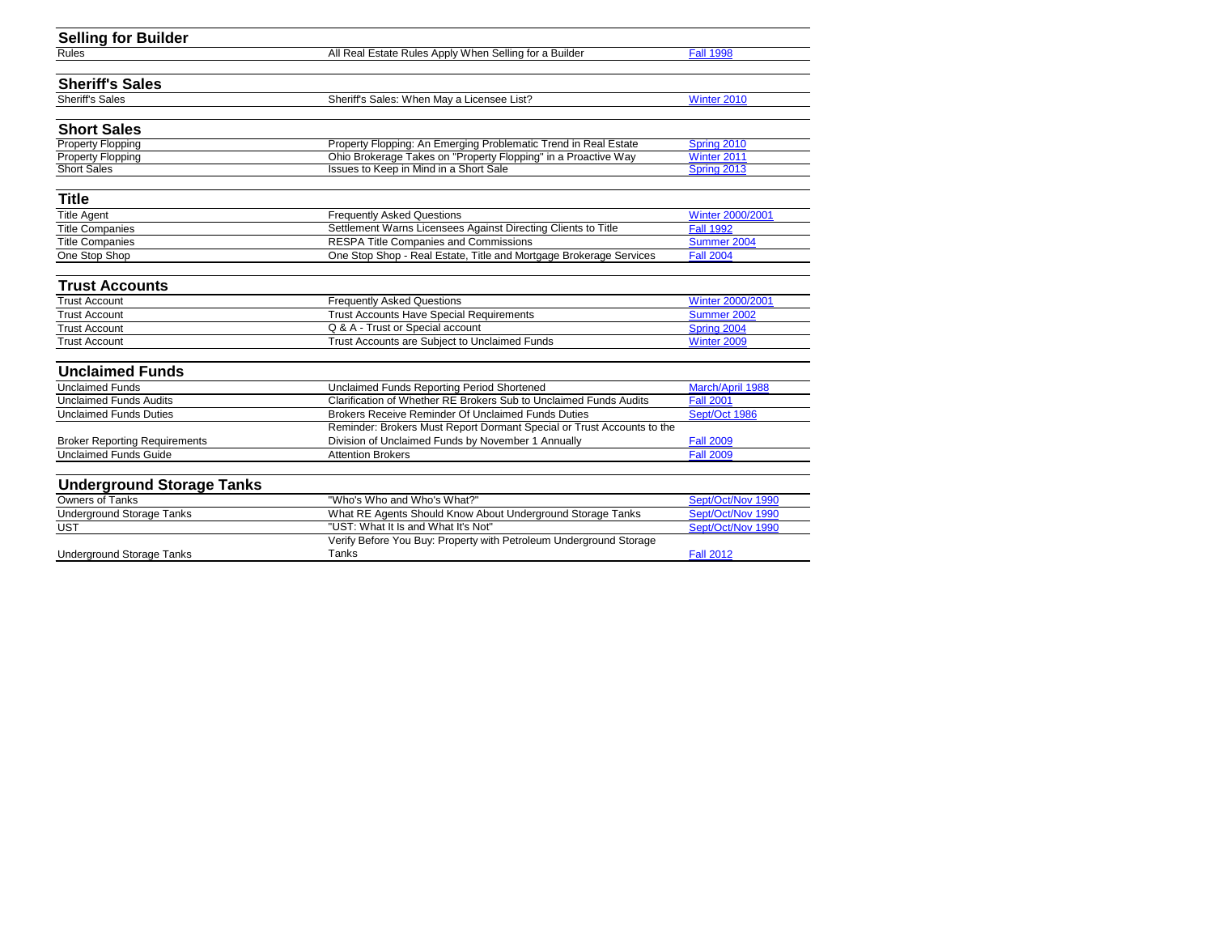## Selling for Builder

| | | |
|---|---|---|
| Rules | All Real Estate Rules Apply When Selling for a Builder | Fall 1998 |

## Sheriff's Sales

| | | |
|---|---|---|
| Sheriff's Sales | Sheriff's Sales: When May a Licensee List? | Winter 2010 |

## Short Sales

| | | |
|---|---|---|
| Property Flopping | Property Flopping: An Emerging Problematic Trend in Real Estate | Spring 2010 |
| Property Flopping | Ohio Brokerage Takes on "Property Flopping" in a Proactive Way | Winter 2011 |
| Short Sales | Issues to Keep in Mind in a Short Sale | Spring 2013 |

## Title

| | | |
|---|---|---|
| Title Agent | Frequently Asked Questions | Winter 2000/2001 |
| Title Companies | Settlement Warns Licensees Against Directing Clients to Title | Fall 1992 |
| Title Companies | RESPA Title Companies and Commissions | Summer 2004 |
| One Stop Shop | One Stop Shop - Real Estate, Title and Mortgage Brokerage Services | Fall 2004 |

## Trust Accounts

| | | |
|---|---|---|
| Trust Account | Frequently Asked Questions | Winter 2000/2001 |
| Trust Account | Trust Accounts Have Special Requirements | Summer 2002 |
| Trust Account | Q & A - Trust or Special account | Spring 2004 |
| Trust Account | Trust Accounts are Subject to Unclaimed Funds | Winter 2009 |

## Unclaimed Funds

| | | |
|---|---|---|
| Unclaimed Funds | Unclaimed Funds Reporting Period Shortened | March/April 1988 |
| Unclaimed Funds Audits | Clarification of Whether RE Brokers Sub to Unclaimed Funds Audits | Fall 2001 |
| Unclaimed Funds Duties | Brokers Receive Reminder Of Unclaimed Funds Duties | Sept/Oct 1986 |
| Broker Reporting Requirements | Reminder: Brokers Must Report Dormant Special or Trust Accounts to the Division of Unclaimed Funds by November 1 Annually | Fall 2009 |
| Unclaimed Funds Guide | Attention Brokers | Fall 2009 |

## Underground Storage Tanks

| | | |
|---|---|---|
| Owners of Tanks | "Who's Who and Who's What?" | Sept/Oct/Nov 1990 |
| Underground Storage Tanks | What RE Agents Should Know About Underground Storage Tanks | Sept/Oct/Nov 1990 |
| UST | "UST: What It Is and What It's Not" | Sept/Oct/Nov 1990 |
| Underground Storage Tanks | Verify Before You Buy: Property with Petroleum Underground Storage Tanks | Fall 2012 |